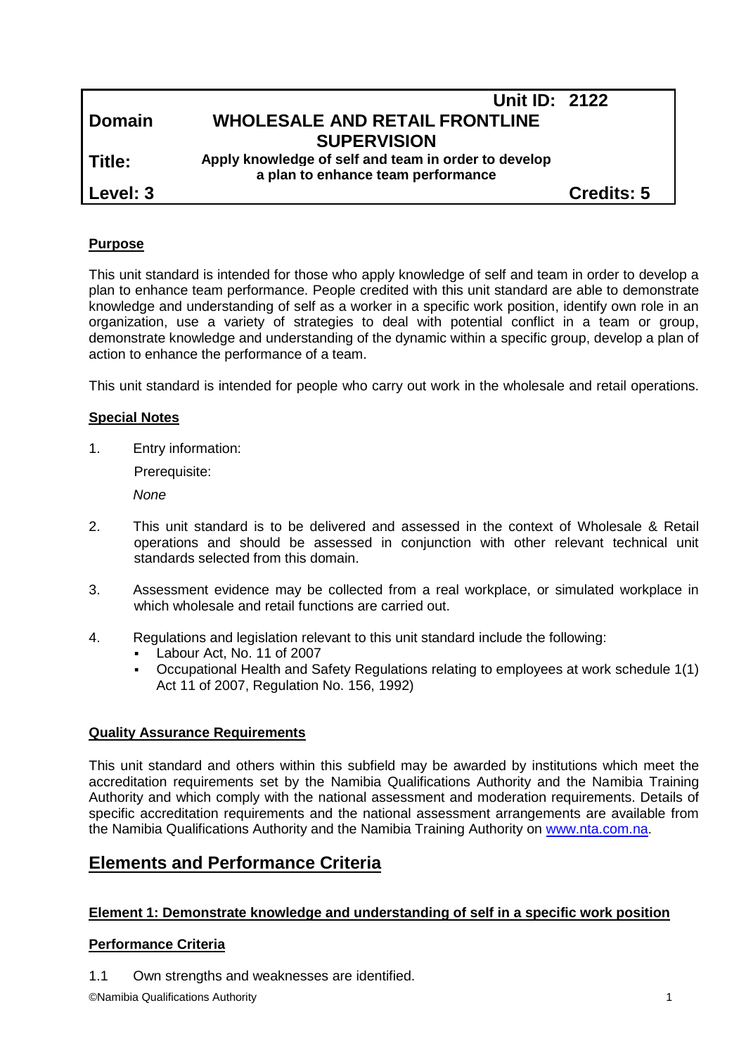| | Unit ID: 2122 | |
|---|---|---|
| **Domain** | **WHOLESALE AND RETAIL FRONTLINE SUPERVISION** | |
| **Title:** | **Apply knowledge of self and team in order to develop a plan to enhance team performance** | |
| **Level: 3** | | **Credits: 5** |

## Purpose

This unit standard is intended for those who apply knowledge of self and team in order to develop a plan to enhance team performance. People credited with this unit standard are able to demonstrate knowledge and understanding of self as a worker in a specific work position, identify own role in an organization, use a variety of strategies to deal with potential conflict in a team or group, demonstrate knowledge and understanding of the dynamic within a specific group, develop a plan of action to enhance the performance of a team.

This unit standard is intended for people who carry out work in the wholesale and retail operations.

## Special Notes

1. Entry information:

   Prerequisite:

   *None*

2. This unit standard is to be delivered and assessed in the context of Wholesale & Retail operations and should be assessed in conjunction with other relevant technical unit standards selected from this domain.

3. Assessment evidence may be collected from a real workplace, or simulated workplace in which wholesale and retail functions are carried out.

4. Regulations and legislation relevant to this unit standard include the following:
   - Labour Act, No. 11 of 2007
   - Occupational Health and Safety Regulations relating to employees at work schedule 1(1) Act 11 of 2007, Regulation No. 156, 1992)

## Quality Assurance Requirements

This unit standard and others within this subfield may be awarded by institutions which meet the accreditation requirements set by the Namibia Qualifications Authority and the Namibia Training Authority and which comply with the national assessment and moderation requirements. Details of specific accreditation requirements and the national assessment arrangements are available from the Namibia Qualifications Authority and the Namibia Training Authority on www.nta.com.na.

# Elements and Performance Criteria

### Element 1: Demonstrate knowledge and understanding of self in a specific work position

### Performance Criteria

1.1 Own strengths and weaknesses are identified.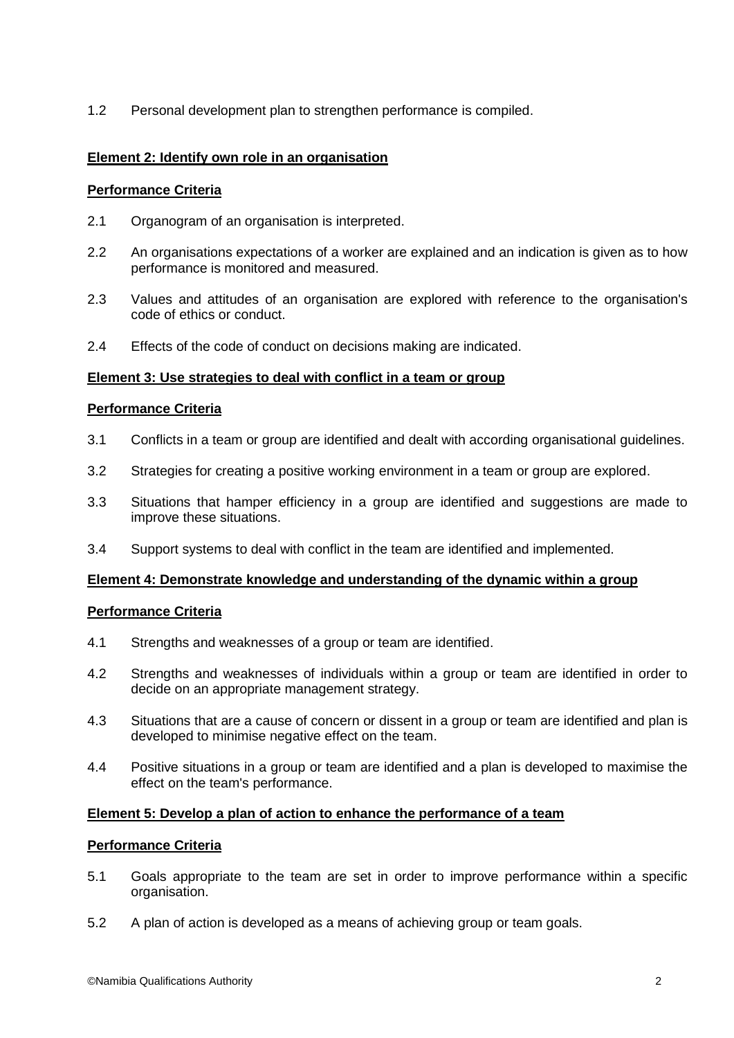1.2 Personal development plan to strengthen performance is compiled.

**Element 2: Identify own role in an organisation**

**Performance Criteria**

2.1 Organogram of an organisation is interpreted.

2.2 An organisations expectations of a worker are explained and an indication is given as to how performance is monitored and measured.

2.3 Values and attitudes of an organisation are explored with reference to the organisation's code of ethics or conduct.

2.4 Effects of the code of conduct on decisions making are indicated.

**Element 3: Use strategies to deal with conflict in a team or group**

**Performance Criteria**

3.1 Conflicts in a team or group are identified and dealt with according organisational guidelines.

3.2 Strategies for creating a positive working environment in a team or group are explored.

3.3 Situations that hamper efficiency in a group are identified and suggestions are made to improve these situations.

3.4 Support systems to deal with conflict in the team are identified and implemented.

**Element 4: Demonstrate knowledge and understanding of the dynamic within a group**

**Performance Criteria**

4.1 Strengths and weaknesses of a group or team are identified.

4.2 Strengths and weaknesses of individuals within a group or team are identified in order to decide on an appropriate management strategy.

4.3 Situations that are a cause of concern or dissent in a group or team are identified and plan is developed to minimise negative effect on the team.

4.4 Positive situations in a group or team are identified and a plan is developed to maximise the effect on the team's performance.

**Element 5: Develop a plan of action to enhance the performance of a team**

**Performance Criteria**

5.1 Goals appropriate to the team are set in order to improve performance within a specific organisation.

5.2 A plan of action is developed as a means of achieving group or team goals.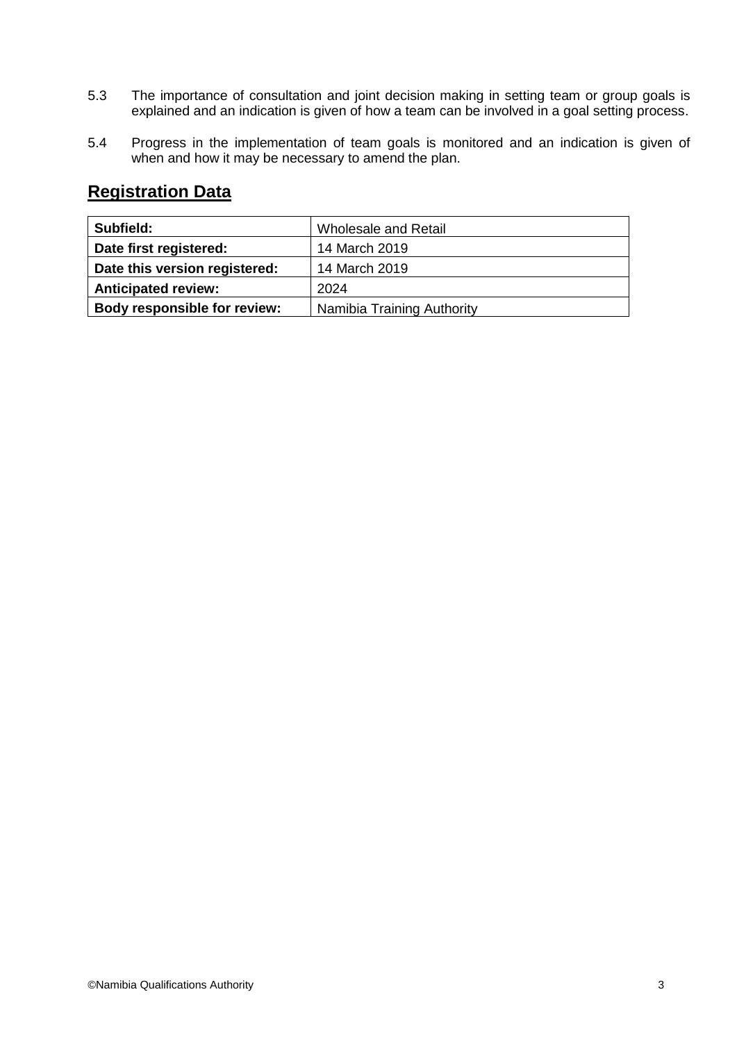5.3 The importance of consultation and joint decision making in setting team or group goals is explained and an indication is given of how a team can be involved in a goal setting process.

5.4 Progress in the implementation of team goals is monitored and an indication is given of when and how it may be necessary to amend the plan.

## Registration Data

| | |
|---|---|
| **Subfield:** | Wholesale and Retail |
| **Date first registered:** | 14 March 2019 |
| **Date this version registered:** | 14 March 2019 |
| **Anticipated review:** | 2024 |
| **Body responsible for review:** | Namibia Training Authority |

©Namibia Qualifications Authority